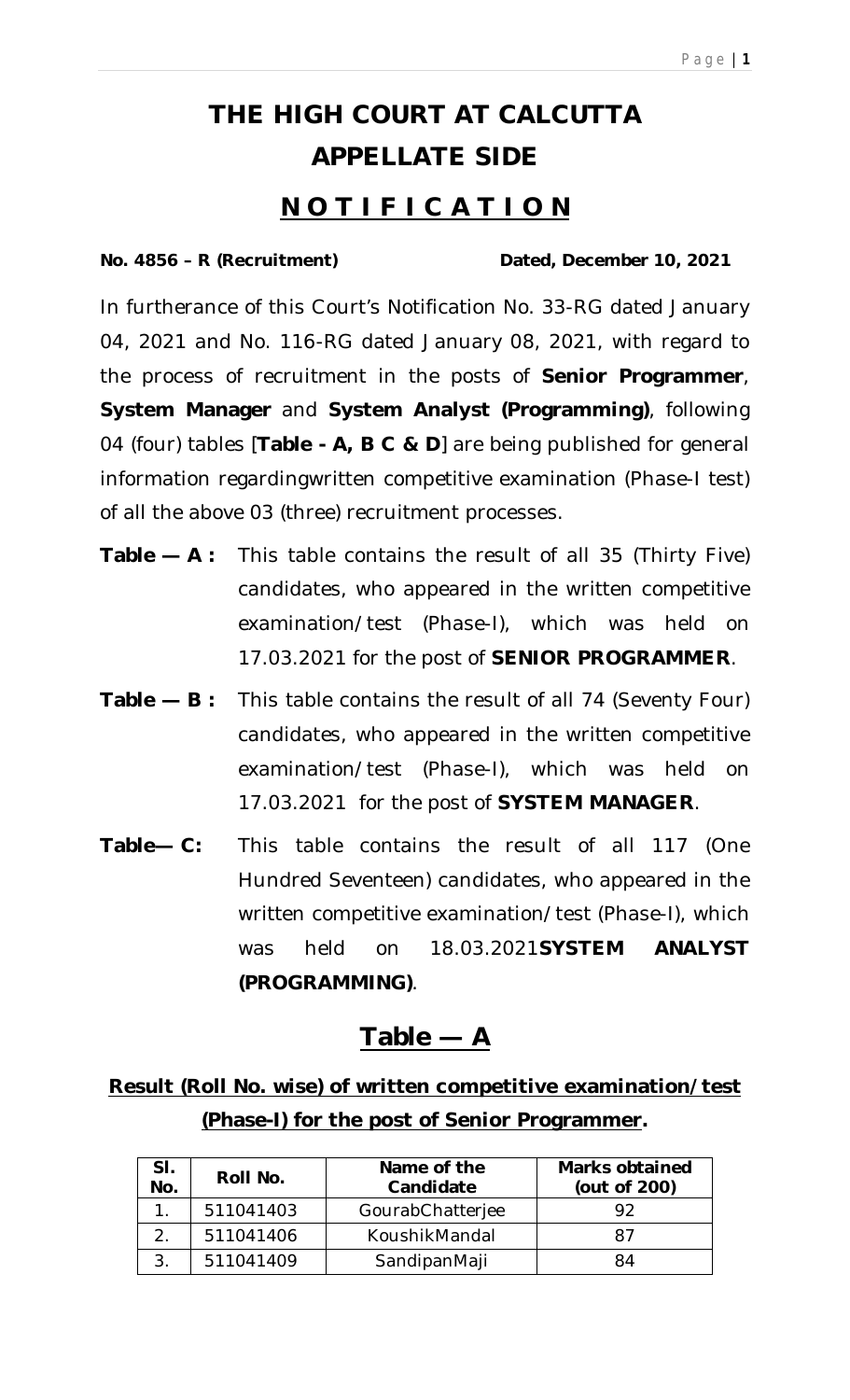# THE HIGH COURT AT CALCUTTA
# APPELLATE SIDE

## N O T I F I C A T I O N

**No. 4856 – R (Recruitment)** **Dated, December 10, 2021**

In furtherance of this Court's Notification No. 33-RG dated January 04, 2021 and No. 116-RG dated January 08, 2021, with regard to the process of recruitment in the posts of **Senior Programmer**, **System Manager** and **System Analyst (Programming)**, following 04 (four) tables [**Table - A, B C & D**] are being published for general information regardingwritten competitive examination (Phase-I test) of all the above 03 (three) recruitment processes.

**Table — A :** This table contains the result of all 35 (Thirty Five) candidates, who appeared in the written competitive examination/test (Phase-I), which was held on 17.03.2021 for the post of **SENIOR PROGRAMMER**.

**Table — B :** This table contains the result of all 74 (Seventy Four) candidates, who appeared in the written competitive examination/test (Phase-I), which was held on 17.03.2021 for the post of **SYSTEM MANAGER**.

**Table— C:** This table contains the result of all 117 (One Hundred Seventeen) candidates, who appeared in the written competitive examination/test (Phase-I), which was held on 18.03.2021**SYSTEM ANALYST (PROGRAMMING)**.

## Table — A

**Result (Roll No. wise) of written competitive examination/test (Phase-I) for the post of Senior Programmer.**

| Sl. No. | Roll No. | Name of the Candidate | Marks obtained (out of 200) |
|---|---|---|---|
| 1. | 511041403 | GourabChatterjee | 92 |
| 2. | 511041406 | KoushikMandal | 87 |
| 3. | 511041409 | SandipanMaji | 84 |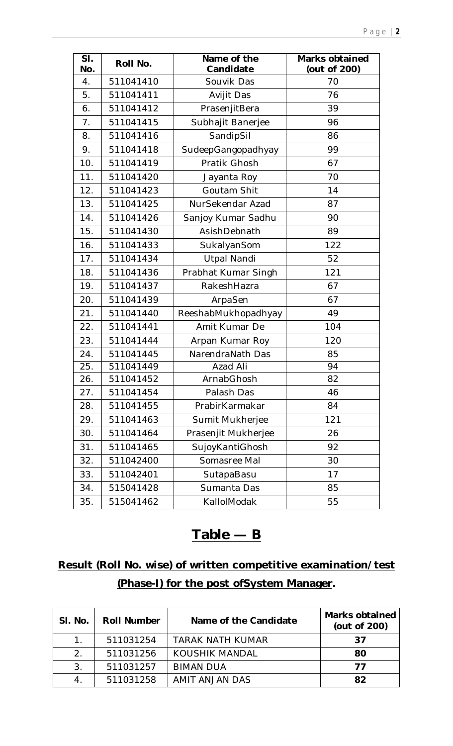| Sl. No. | Roll No. | Name of the Candidate | Marks obtained (out of 200) |
|---|---|---|---|
| 4. | 511041410 | Souvik Das | 70 |
| 5. | 511041411 | Avijit Das | 76 |
| 6. | 511041412 | PrasenjitBera | 39 |
| 7. | 511041415 | Subhajit Banerjee | 96 |
| 8. | 511041416 | SandipSil | 86 |
| 9. | 511041418 | SudeepGangopadhyay | 99 |
| 10. | 511041419 | Pratik Ghosh | 67 |
| 11. | 511041420 | Jayanta Roy | 70 |
| 12. | 511041423 | Goutam Shit | 14 |
| 13. | 511041425 | NurSekendar Azad | 87 |
| 14. | 511041426 | Sanjoy Kumar Sadhu | 90 |
| 15. | 511041430 | AsishDebnath | 89 |
| 16. | 511041433 | SukalyanSom | 122 |
| 17. | 511041434 | Utpal Nandi | 52 |
| 18. | 511041436 | Prabhat Kumar Singh | 121 |
| 19. | 511041437 | RakeshHazra | 67 |
| 20. | 511041439 | ArpaSen | 67 |
| 21. | 511041440 | ReeshabMukhopadhyay | 49 |
| 22. | 511041441 | Amit Kumar De | 104 |
| 23. | 511041444 | Arpan Kumar Roy | 120 |
| 24. | 511041445 | NarendraNath Das | 85 |
| 25. | 511041449 | Azad Ali | 94 |
| 26. | 511041452 | ArnabGhosh | 82 |
| 27. | 511041454 | Palash Das | 46 |
| 28. | 511041455 | PrabirKarmakar | 84 |
| 29. | 511041463 | Sumit Mukherjee | 121 |
| 30. | 511041464 | Prasenjit Mukherjee | 26 |
| 31. | 511041465 | SujoyKantiGhosh | 92 |
| 32. | 511042400 | Somasree Mal | 30 |
| 33. | 511042401 | SutapaBasu | 17 |
| 34. | 515041428 | Sumanta Das | 85 |
| 35. | 515041462 | KallolModak | 55 |

# Table — B

## Result (Roll No. wise) of written competitive examination/test (Phase-I) for the post ofSystem Manager.

| Sl. No. | Roll Number | Name of the Candidate | Marks obtained (out of 200) |
|---|---|---|---|
| 1. | 511031254 | TARAK NATH KUMAR | **37** |
| 2. | 511031256 | KOUSHIK MANDAL | **80** |
| 3. | 511031257 | BIMAN DUA | **77** |
| 4. | 511031258 | AMIT ANJAN DAS | **82** |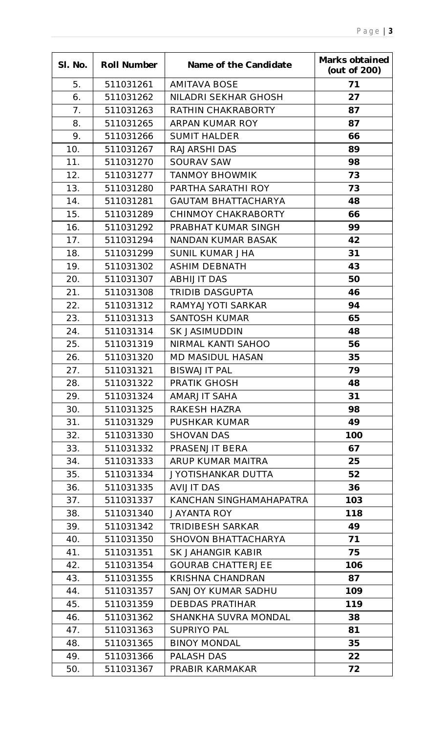| Sl. No. | Roll Number | Name of the Candidate | Marks obtained (out of 200) |
|---|---|---|---|
| 5. | 511031261 | AMITAVA BOSE | 71 |
| 6. | 511031262 | NILADRI SEKHAR GHOSH | 27 |
| 7. | 511031263 | RATHIN CHAKRABORTY | 87 |
| 8. | 511031265 | ARPAN KUMAR ROY | 87 |
| 9. | 511031266 | SUMIT HALDER | 66 |
| 10. | 511031267 | RAJARSHI DAS | 89 |
| 11. | 511031270 | SOURAV SAW | 98 |
| 12. | 511031277 | TANMOY BHOWMIK | 73 |
| 13. | 511031280 | PARTHA SARATHI ROY | 73 |
| 14. | 511031281 | GAUTAM BHATTACHARYA | 48 |
| 15. | 511031289 | CHINMOY CHAKRABORTY | 66 |
| 16. | 511031292 | PRABHAT KUMAR SINGH | 99 |
| 17. | 511031294 | NANDAN KUMAR BASAK | 42 |
| 18. | 511031299 | SUNIL KUMAR JHA | 31 |
| 19. | 511031302 | ASHIM DEBNATH | 43 |
| 20. | 511031307 | ABHIJIT DAS | 50 |
| 21. | 511031308 | TRIDIB DASGUPTA | 46 |
| 22. | 511031312 | RAMYAJYOTI SARKAR | 94 |
| 23. | 511031313 | SANTOSH KUMAR | 65 |
| 24. | 511031314 | SK JASIMUDDIN | 48 |
| 25. | 511031319 | NIRMAL KANTI SAHOO | 56 |
| 26. | 511031320 | MD MASIDUL HASAN | 35 |
| 27. | 511031321 | BISWAJIT PAL | 79 |
| 28. | 511031322 | PRATIK GHOSH | 48 |
| 29. | 511031324 | AMARJIT SAHA | 31 |
| 30. | 511031325 | RAKESH HAZRA | 98 |
| 31. | 511031329 | PUSHKAR KUMAR | 49 |
| 32. | 511031330 | SHOVAN DAS | 100 |
| 33. | 511031332 | PRASENJIT BERA | 67 |
| 34. | 511031333 | ARUP KUMAR MAITRA | 25 |
| 35. | 511031334 | JYOTISHANKAR DUTTA | 52 |
| 36. | 511031335 | AVIJIT DAS | 36 |
| 37. | 511031337 | KANCHAN SINGHAMAHAPATRA | 103 |
| 38. | 511031340 | JAYANTA ROY | 118 |
| 39. | 511031342 | TRIDIBESH SARKAR | 49 |
| 40. | 511031350 | SHOVON BHATTACHARYA | 71 |
| 41. | 511031351 | SK JAHANGIR KABIR | 75 |
| 42. | 511031354 | GOURAB CHATTERJEE | 106 |
| 43. | 511031355 | KRISHNA CHANDRAN | 87 |
| 44. | 511031357 | SANJOY KUMAR SADHU | 109 |
| 45. | 511031359 | DEBDAS PRATIHAR | 119 |
| 46. | 511031362 | SHANKHA SUVRA MONDAL | 38 |
| 47. | 511031363 | SUPRIYO PAL | 81 |
| 48. | 511031365 | BINOY MONDAL | 35 |
| 49. | 511031366 | PALASH DAS | 22 |
| 50. | 511031367 | PRABIR KARMAKAR | 72 |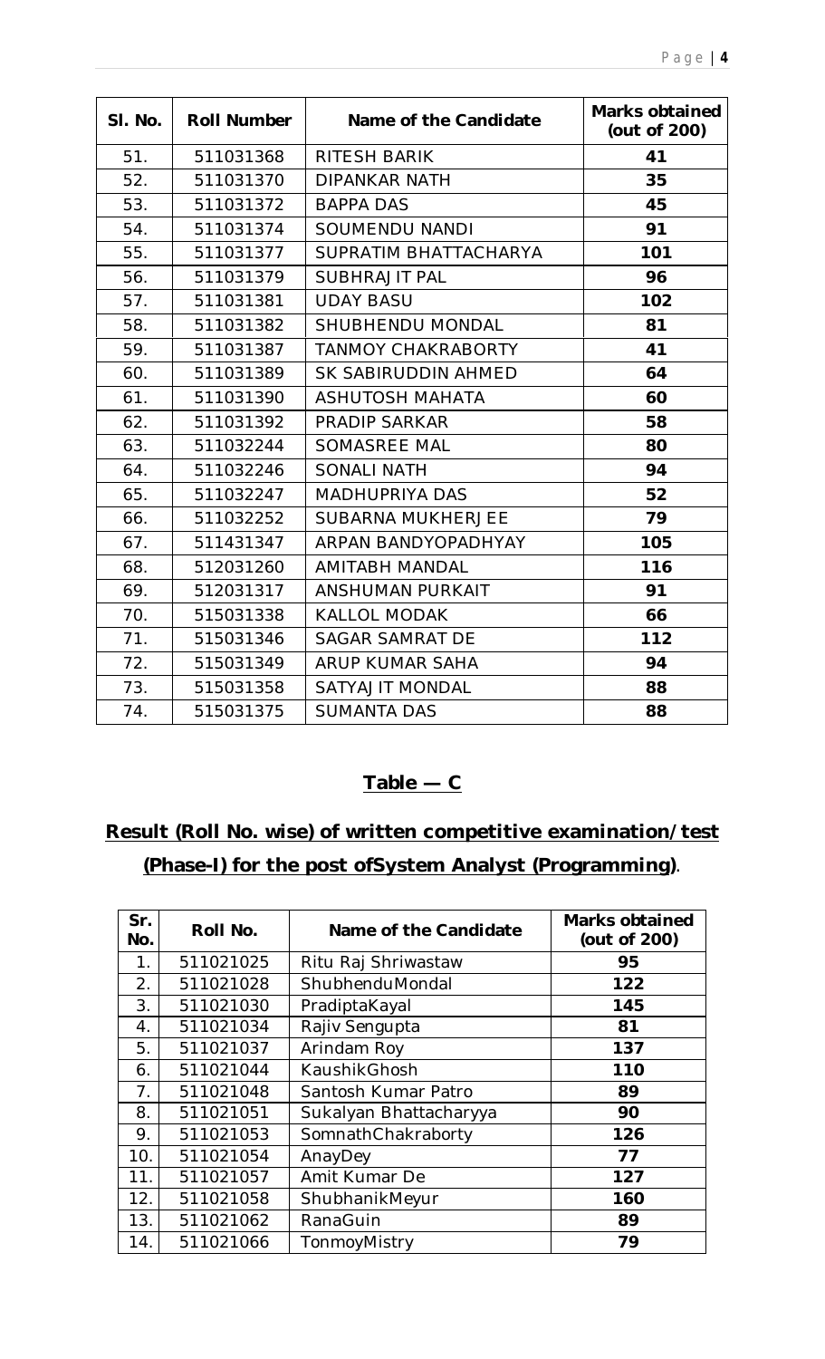| Sl. No. | Roll Number | Name of the Candidate | Marks obtained (out of 200) |
|---|---|---|---|
| 51. | 511031368 | RITESH BARIK | 41 |
| 52. | 511031370 | DIPANKAR NATH | 35 |
| 53. | 511031372 | BAPPA DAS | 45 |
| 54. | 511031374 | SOUMENDU NANDI | 91 |
| 55. | 511031377 | SUPRATIM BHATTACHARYA | 101 |
| 56. | 511031379 | SUBHRAJIT PAL | 96 |
| 57. | 511031381 | UDAY BASU | 102 |
| 58. | 511031382 | SHUBHENDU MONDAL | 81 |
| 59. | 511031387 | TANMOY CHAKRABORTY | 41 |
| 60. | 511031389 | SK SABIRUDDIN AHMED | 64 |
| 61. | 511031390 | ASHUTOSH MAHATA | 60 |
| 62. | 511031392 | PRADIP SARKAR | 58 |
| 63. | 511032244 | SOMASREE MAL | 80 |
| 64. | 511032246 | SONALI NATH | 94 |
| 65. | 511032247 | MADHUPRIYA DAS | 52 |
| 66. | 511032252 | SUBARNA MUKHERJEE | 79 |
| 67. | 511431347 | ARPAN BANDYOPADHYAY | 105 |
| 68. | 512031260 | AMITABH MANDAL | 116 |
| 69. | 512031317 | ANSHUMAN PURKAIT | 91 |
| 70. | 515031338 | KALLOL MODAK | 66 |
| 71. | 515031346 | SAGAR SAMRAT DE | 112 |
| 72. | 515031349 | ARUP KUMAR SAHA | 94 |
| 73. | 515031358 | SATYAJIT MONDAL | 88 |
| 74. | 515031375 | SUMANTA DAS | 88 |

## Table — C

### Result (Roll No. wise) of written competitive examination/test (Phase-I) for the post ofSystem Analyst (Programming).

| Sr. No. | Roll No. | Name of the Candidate | Marks obtained (out of 200) |
|---|---|---|---|
| 1. | 511021025 | Ritu Raj Shriwastaw | 95 |
| 2. | 511021028 | ShubhenduMondal | 122 |
| 3. | 511021030 | PradiptaKayal | 145 |
| 4. | 511021034 | Rajiv Sengupta | 81 |
| 5. | 511021037 | Arindam Roy | 137 |
| 6. | 511021044 | KaushikGhosh | 110 |
| 7. | 511021048 | Santosh Kumar Patro | 89 |
| 8. | 511021051 | Sukalyan Bhattacharyya | 90 |
| 9. | 511021053 | SomnathChakraborty | 126 |
| 10. | 511021054 | AnayDey | 77 |
| 11. | 511021057 | Amit Kumar De | 127 |
| 12. | 511021058 | ShubhanikMeyur | 160 |
| 13. | 511021062 | RanaGuin | 89 |
| 14. | 511021066 | TonmoyMistry | 79 |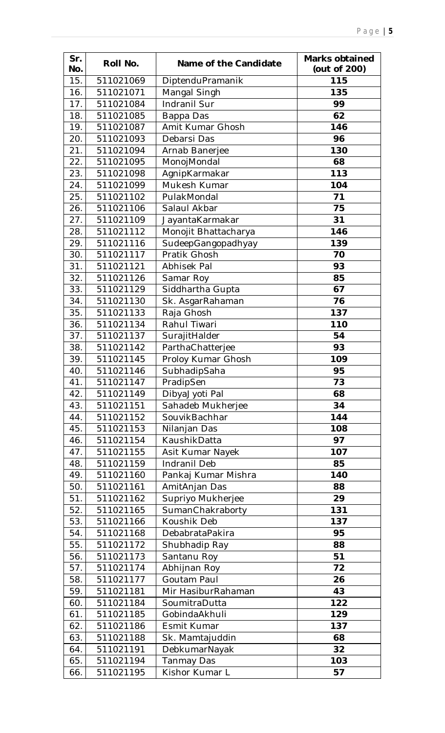| Sr. No. | Roll No. | Name of the Candidate | Marks obtained (out of 200) |
|---|---|---|---|
| 15. | 511021069 | DiptenduPramanik | 115 |
| 16. | 511021071 | Mangal Singh | 135 |
| 17. | 511021084 | Indranil Sur | 99 |
| 18. | 511021085 | Bappa Das | 62 |
| 19. | 511021087 | Amit Kumar Ghosh | 146 |
| 20. | 511021093 | Debarsi Das | 96 |
| 21. | 511021094 | Arnab Banerjee | 130 |
| 22. | 511021095 | MonojMondal | 68 |
| 23. | 511021098 | AgnipKarmakar | 113 |
| 24. | 511021099 | Mukesh Kumar | 104 |
| 25. | 511021102 | PulakMondal | 71 |
| 26. | 511021106 | Salaul Akbar | 75 |
| 27. | 511021109 | JayantaKarmakar | 31 |
| 28. | 511021112 | Monojit Bhattacharya | 146 |
| 29. | 511021116 | SudeepGangopadhyay | 139 |
| 30. | 511021117 | Pratik Ghosh | 70 |
| 31. | 511021121 | Abhisek Pal | 93 |
| 32. | 511021126 | Samar Roy | 85 |
| 33. | 511021129 | Siddhartha Gupta | 67 |
| 34. | 511021130 | Sk. AsgarRahaman | 76 |
| 35. | 511021133 | Raja Ghosh | 137 |
| 36. | 511021134 | Rahul Tiwari | 110 |
| 37. | 511021137 | SurajitHalder | 54 |
| 38. | 511021142 | ParthaChatterjee | 93 |
| 39. | 511021145 | Proloy Kumar Ghosh | 109 |
| 40. | 511021146 | SubhadipSaha | 95 |
| 41. | 511021147 | PradipSen | 73 |
| 42. | 511021149 | DibyaJyoti Pal | 68 |
| 43. | 511021151 | Sahadeb Mukherjee | 34 |
| 44. | 511021152 | SouvikBachhar | 144 |
| 45. | 511021153 | Nilanjan Das | 108 |
| 46. | 511021154 | KaushikDatta | 97 |
| 47. | 511021155 | Asit Kumar Nayek | 107 |
| 48. | 511021159 | Indranil Deb | 85 |
| 49. | 511021160 | Pankaj Kumar Mishra | 140 |
| 50. | 511021161 | AmitAnjan Das | 88 |
| 51. | 511021162 | Supriyo Mukherjee | 29 |
| 52. | 511021165 | SumanChakraborty | 131 |
| 53. | 511021166 | Koushik Deb | 137 |
| 54. | 511021168 | DebabrataPakira | 95 |
| 55. | 511021172 | Shubhadip Ray | 88 |
| 56. | 511021173 | Santanu Roy | 51 |
| 57. | 511021174 | Abhijnan Roy | 72 |
| 58. | 511021177 | Goutam Paul | 26 |
| 59. | 511021181 | Mir HasiburRahaman | 43 |
| 60. | 511021184 | SoumitraDutta | 122 |
| 61. | 511021185 | GobindaAkhuli | 129 |
| 62. | 511021186 | Esmit Kumar | 137 |
| 63. | 511021188 | Sk. Mamtajuddin | 68 |
| 64. | 511021191 | DebkumarNayak | 32 |
| 65. | 511021194 | Tanmay Das | 103 |
| 66. | 511021195 | Kishor Kumar L | 57 |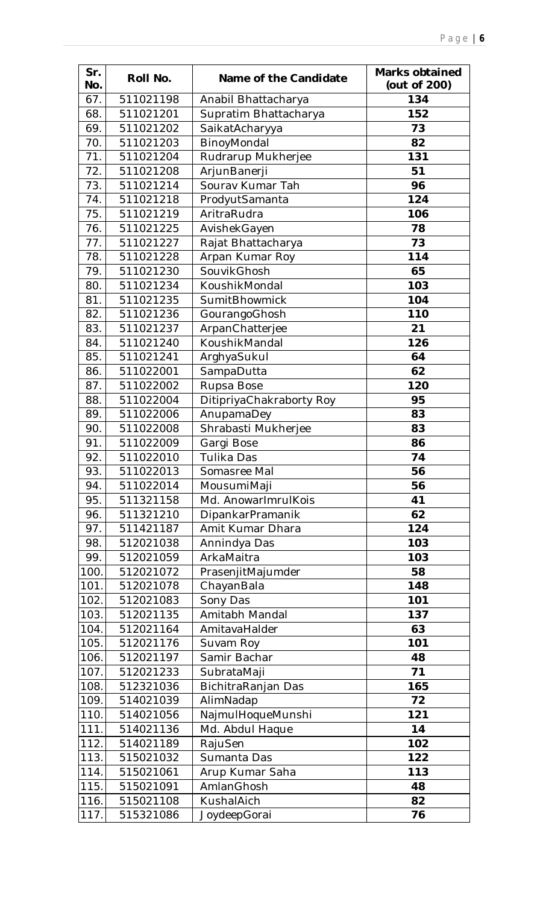| Sr. No. | Roll No. | Name of the Candidate | Marks obtained (out of 200) |
|---|---|---|---|
| 67. | 511021198 | Anabil Bhattacharya | 134 |
| 68. | 511021201 | Supratim Bhattacharya | 152 |
| 69. | 511021202 | SaikatAcharyya | 73 |
| 70. | 511021203 | BinoyMondal | 82 |
| 71. | 511021204 | Rudrarup Mukherjee | 131 |
| 72. | 511021208 | ArjunBanerji | 51 |
| 73. | 511021214 | Sourav Kumar Tah | 96 |
| 74. | 511021218 | ProdyutSamanta | 124 |
| 75. | 511021219 | AritraRudra | 106 |
| 76. | 511021225 | AvishekGayen | 78 |
| 77. | 511021227 | Rajat Bhattacharya | 73 |
| 78. | 511021228 | Arpan Kumar Roy | 114 |
| 79. | 511021230 | SouvikGhosh | 65 |
| 80. | 511021234 | KoushikMondal | 103 |
| 81. | 511021235 | SumitBhowmick | 104 |
| 82. | 511021236 | GourangoGhosh | 110 |
| 83. | 511021237 | ArpanChatterjee | 21 |
| 84. | 511021240 | KoushikMandal | 126 |
| 85. | 511021241 | ArghyaSukul | 64 |
| 86. | 511022001 | SampaDutta | 62 |
| 87. | 511022002 | Rupsa Bose | 120 |
| 88. | 511022004 | DitipriyaChakraborty Roy | 95 |
| 89. | 511022006 | AnupamaDey | 83 |
| 90. | 511022008 | Shrabasti Mukherjee | 83 |
| 91. | 511022009 | Gargi Bose | 86 |
| 92. | 511022010 | Tulika Das | 74 |
| 93. | 511022013 | Somasree Mal | 56 |
| 94. | 511022014 | MousumiMaji | 56 |
| 95. | 511321158 | Md. AnowarImrulKois | 41 |
| 96. | 511321210 | DipankarPramanik | 62 |
| 97. | 511421187 | Amit Kumar Dhara | 124 |
| 98. | 512021038 | Annindya Das | 103 |
| 99. | 512021059 | ArkaMaitra | 103 |
| 100. | 512021072 | PrasenjitMajumder | 58 |
| 101. | 512021078 | ChayanBala | 148 |
| 102. | 512021083 | Sony Das | 101 |
| 103. | 512021135 | Amitabh Mandal | 137 |
| 104. | 512021164 | AmitavaHalder | 63 |
| 105. | 512021176 | Suvam Roy | 101 |
| 106. | 512021197 | Samir Bachar | 48 |
| 107. | 512021233 | SubrataMaji | 71 |
| 108. | 512321036 | BichitraRanjan Das | 165 |
| 109. | 514021039 | AlimNadap | 72 |
| 110. | 514021056 | NajmulHoqueMunshi | 121 |
| 111. | 514021136 | Md. Abdul Haque | 14 |
| 112. | 514021189 | RajuSen | 102 |
| 113. | 515021032 | Sumanta Das | 122 |
| 114. | 515021061 | Arup Kumar Saha | 113 |
| 115. | 515021091 | AmlanGhosh | 48 |
| 116. | 515021108 | KushalAich | 82 |
| 117. | 515321086 | JoydeepGorai | 76 |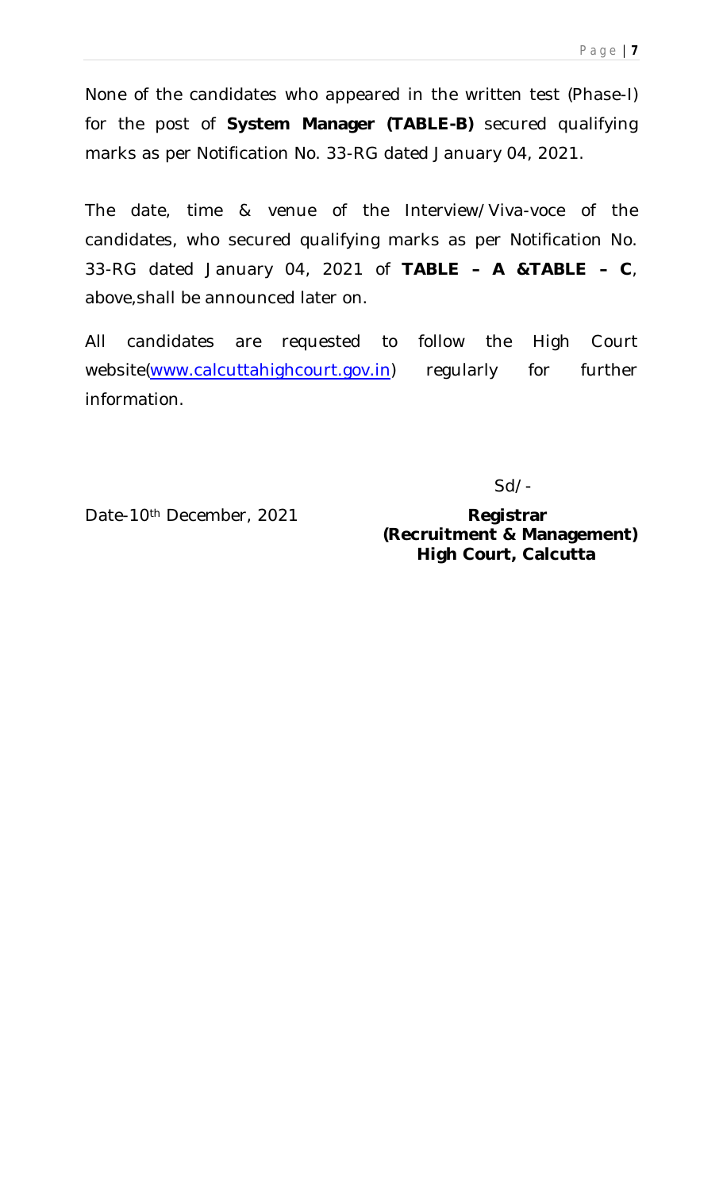None of the candidates who appeared in the written test (Phase-I) for the post of **System Manager (TABLE-B)** secured qualifying marks as per Notification No. 33-RG dated January 04, 2021.

The date, time & venue of the Interview/Viva-voce of the candidates, who secured qualifying marks as per Notification No. 33-RG dated January 04, 2021 of **TABLE – A &TABLE – C**, above,shall be announced later on.

All candidates are requested to follow the High Court website(www.calcuttahighcourt.gov.in) regularly for further information.

Sd/-

Date-10th December, 2021

**Registrar**
**(Recruitment & Management)**
**High Court, Calcutta**